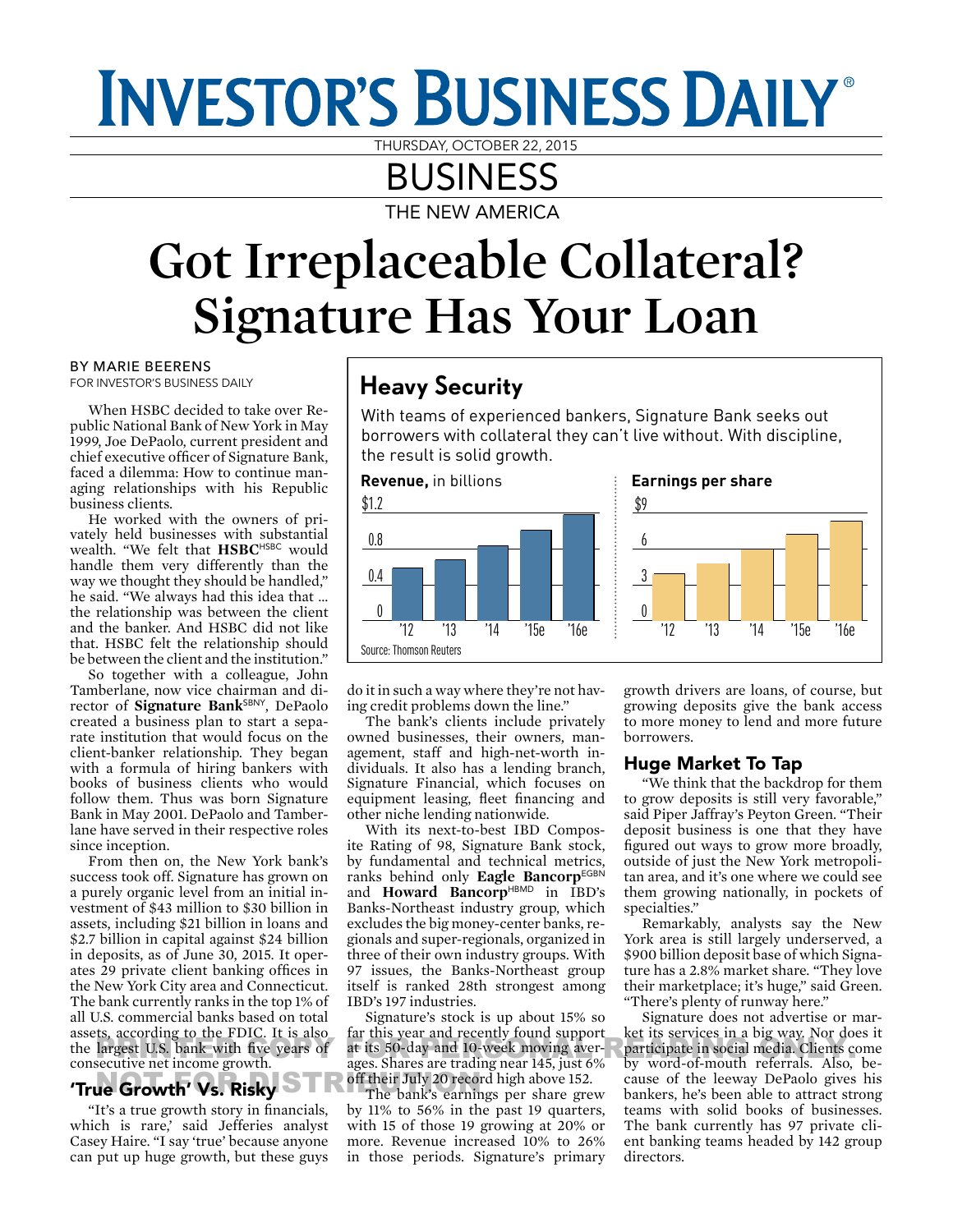# INVESTOR'S BUSINESS DAILY

THURSDAY, OCTOBER 22, 2015

BUSINESS

THE NEW AMERICA

# Got Irreplaceable Collateral? Signature Has Your Loan

BY MARIE BEERENS
FOR INVESTOR'S BUSINESS DAILY

When HSBC decided to take over Republic National Bank of New York in May 1999, Joe DePaolo, current president and chief executive officer of Signature Bank, faced a dilemma: How to continue managing relationships with his Republic business clients.

He worked with the owners of privately held businesses with substantial wealth. "We felt that **HSBC**[HSBC] would handle them very differently than the way we thought they should be handled," he said. "We always had this idea that ... the relationship was between the client and the banker. And HSBC did not like that. HSBC felt the relationship should be between the client and the institution."

So together with a colleague, John Tamberlane, now vice chairman and director of **Signature Bank**[SBNY], DePaolo created a business plan to start a separate institution that would focus on the client-banker relationship. They began with a formula of hiring bankers with books of business clients who would follow them. Thus was born Signature Bank in May 2001. DePaolo and Tamberlane have served in their respective roles since inception.

From then on, the New York bank's success took off. Signature has grown on a purely organic level from an initial investment of $43 million to $30 billion in assets, including $21 billion in loans and $2.7 billion in capital against $24 billion in deposits, as of June 30, 2015. It operates 29 private client banking offices in the New York City area and Connecticut. The bank currently ranks in the top 1% of all U.S. commercial banks based on total assets, according to the FDIC. It is also the largest U.S. bank with five years of consecutive net income growth.

## 'True Growth' Vs. Risky

"It's a true growth story in financials, which is rare,' said Jefferies analyst Casey Haire. "I say 'true' because anyone can put up huge growth, but these guys do it in such a way where they're not having credit problems down the line."

The bank's clients include privately owned businesses, their owners, management, staff and high-net-worth individuals. It also has a lending branch, Signature Financial, which focuses on equipment leasing, fleet financing and other niche lending nationwide.

With its next-to-best IBD Composite Rating of 98, Signature Bank stock, by fundamental and technical metrics, ranks behind only **Eagle Bancorp**[EGBN] and **Howard Bancorp**[HBMD] in IBD's Banks-Northeast industry group, which excludes the big money-center banks, regionals and super-regionals, organized in three of their own industry groups. With 97 issues, the Banks-Northeast group itself is ranked 28th strongest among IBD's 197 industries.

Signature's stock is up about 15% so far this year and recently found support at its 50-day and 10-week moving averages. Shares are trading near 145, just 6% off their July 20 record high above 152.

The bank's earnings per share grew by 11% to 56% in the past 19 quarters, with 15 of those 19 growing at 20% or more. Revenue increased 10% to 26% in those periods. Signature's primary growth drivers are loans, of course, but growing deposits give the bank access to more money to lend and more future borrowers.

## Huge Market To Tap

"We think that the backdrop for them to grow deposits is still very favorable," said Piper Jaffray's Peyton Green. "Their deposit business is one that they have figured out ways to grow more broadly, outside of just the New York metropolitan area, and it's one where we could see them growing nationally, in pockets of specialties."

Remarkably, analysts say the New York area is still largely underserved, a $900 billion deposit base of which Signature has a 2.8% market share. "They love their marketplace; it's huge," said Green. "There's plenty of runway here."

Signature does not advertise or market its services in a big way. Nor does it participate in social media. Clients come by word-of-mouth referrals. Also, because of the leeway DePaolo gives his bankers, he's been able to attract strong teams with solid books of businesses. The bank currently has 97 private client banking teams headed by 142 group directors.

### Heavy Security

With teams of experienced bankers, Signature Bank seeks out borrowers with collateral they can't live without. With discipline, the result is solid growth.

**Revenue,** in billions (axis: 0, 0.4, 0.8, $1.2) — '12, '13, '14, '15e, '16e

**Earnings per share** (axis: 0, 3, 6, $9) — '12, '13, '14, '15e, '16e

Source: Thomson Reuters

PRINTED COPY FOR PERSONAL READING ONLY
NOT FOR DISTRIBUTION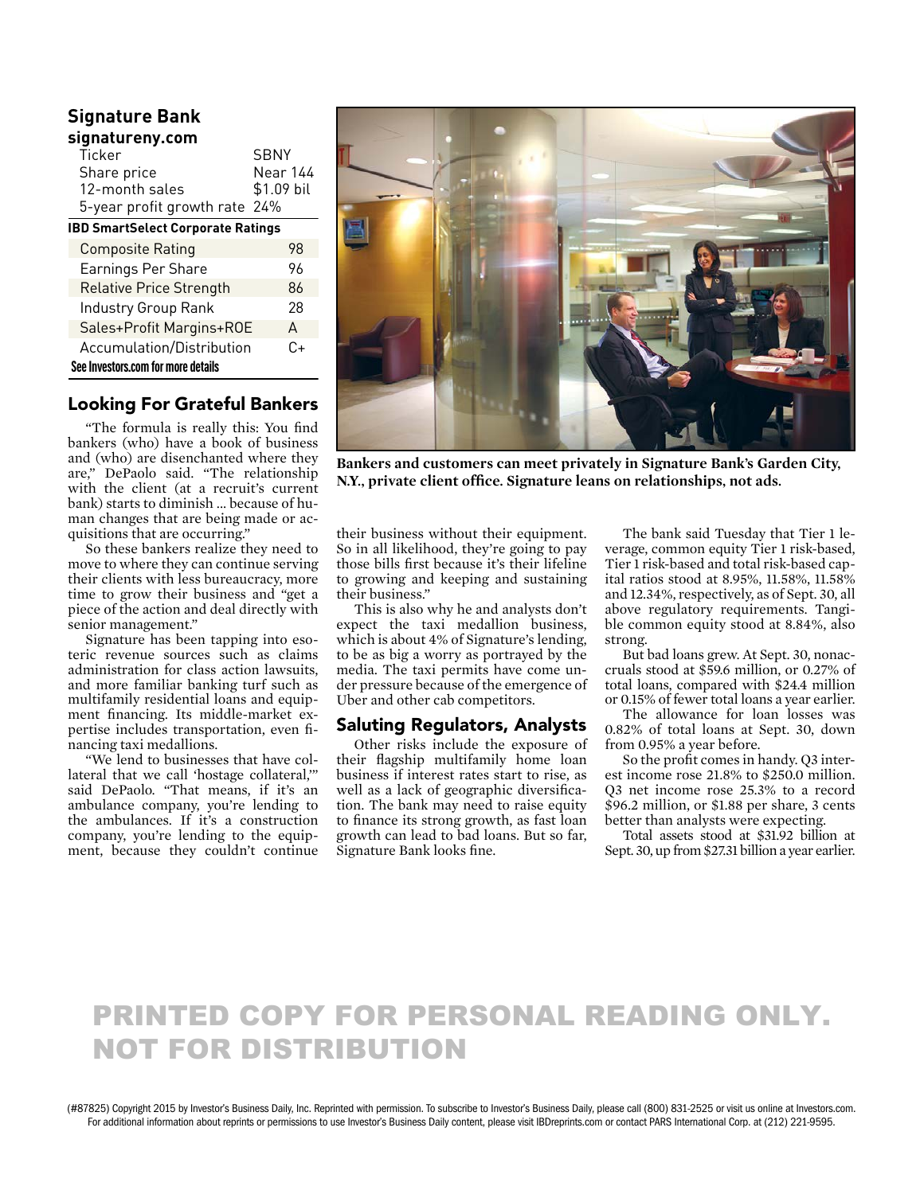## Signature Bank

**signatureny.com**

| | |
|---|---|
| Ticker | SBNY |
| Share price | Near 144 |
| 12-month sales | $1.09 bil |
| 5-year profit growth rate | 24% |

**IBD SmartSelect Corporate Ratings**

| | |
|---|---|
| Composite Rating | 98 |
| Earnings Per Share | 96 |
| Relative Price Strength | 86 |
| Industry Group Rank | 28 |
| Sales+Profit Margins+ROE | A |
| Accumulation/Distribution | C+ |

See Investors.com for more details

**Bankers and customers can meet privately in Signature Bank's Garden City, N.Y., private client office. Signature leans on relationships, not ads.**

### Looking For Grateful Bankers

"The formula is really this: You find bankers (who) have a book of business and (who) are disenchanted where they are," DePaolo said. "The relationship with the client (at a recruit's current bank) starts to diminish ... because of human changes that are being made or acquisitions that are occurring."

So these bankers realize they need to move to where they can continue serving their clients with less bureaucracy, more time to grow their business and "get a piece of the action and deal directly with senior management."

Signature has been tapping into esoteric revenue sources such as claims administration for class action lawsuits, and more familiar banking turf such as multifamily residential loans and equipment financing. Its middle-market expertise includes transportation, even financing taxi medallions.

"We lend to businesses that have collateral that we call 'hostage collateral,'" said DePaolo. "That means, if it's an ambulance company, you're lending to the ambulances. If it's a construction company, you're lending to the equipment, because they couldn't continue their business without their equipment. So in all likelihood, they're going to pay those bills first because it's their lifeline to growing and keeping and sustaining their business."

This is also why he and analysts don't expect the taxi medallion business, which is about 4% of Signature's lending, to be as big a worry as portrayed by the media. The taxi permits have come under pressure because of the emergence of Uber and other cab competitors.

### Saluting Regulators, Analysts

Other risks include the exposure of their flagship multifamily home loan business if interest rates start to rise, as well as a lack of geographic diversification. The bank may need to raise equity to finance its strong growth, as fast loan growth can lead to bad loans. But so far, Signature Bank looks fine.

The bank said Tuesday that Tier 1 leverage, common equity Tier 1 risk-based, Tier 1 risk-based and total risk-based capital ratios stood at 8.95%, 11.58%, 11.58% and 12.34%, respectively, as of Sept. 30, all above regulatory requirements. Tangible common equity stood at 8.84%, also strong.

But bad loans grew. At Sept. 30, nonaccruals stood at $59.6 million, or 0.27% of total loans, compared with $24.4 million or 0.15% of fewer total loans a year earlier.

The allowance for loan losses was 0.82% of total loans at Sept. 30, down from 0.95% a year before.

So the profit comes in handy. Q3 interest income rose 21.8% to $250.0 million. Q3 net income rose 25.3% to a record $96.2 million, or $1.88 per share, 3 cents better than analysts were expecting.

Total assets stood at $31.92 billion at Sept. 30, up from $27.31 billion a year earlier.

PRINTED COPY FOR PERSONAL READING ONLY. NOT FOR DISTRIBUTION

(#87825) Copyright 2015 by Investor's Business Daily, Inc. Reprinted with permission. To subscribe to Investor's Business Daily, please call (800) 831-2525 or visit us online at Investors.com. For additional information about reprints or permissions to use Investor's Business Daily content, please visit IBDreprints.com or contact PARS International Corp. at (212) 221-9595.